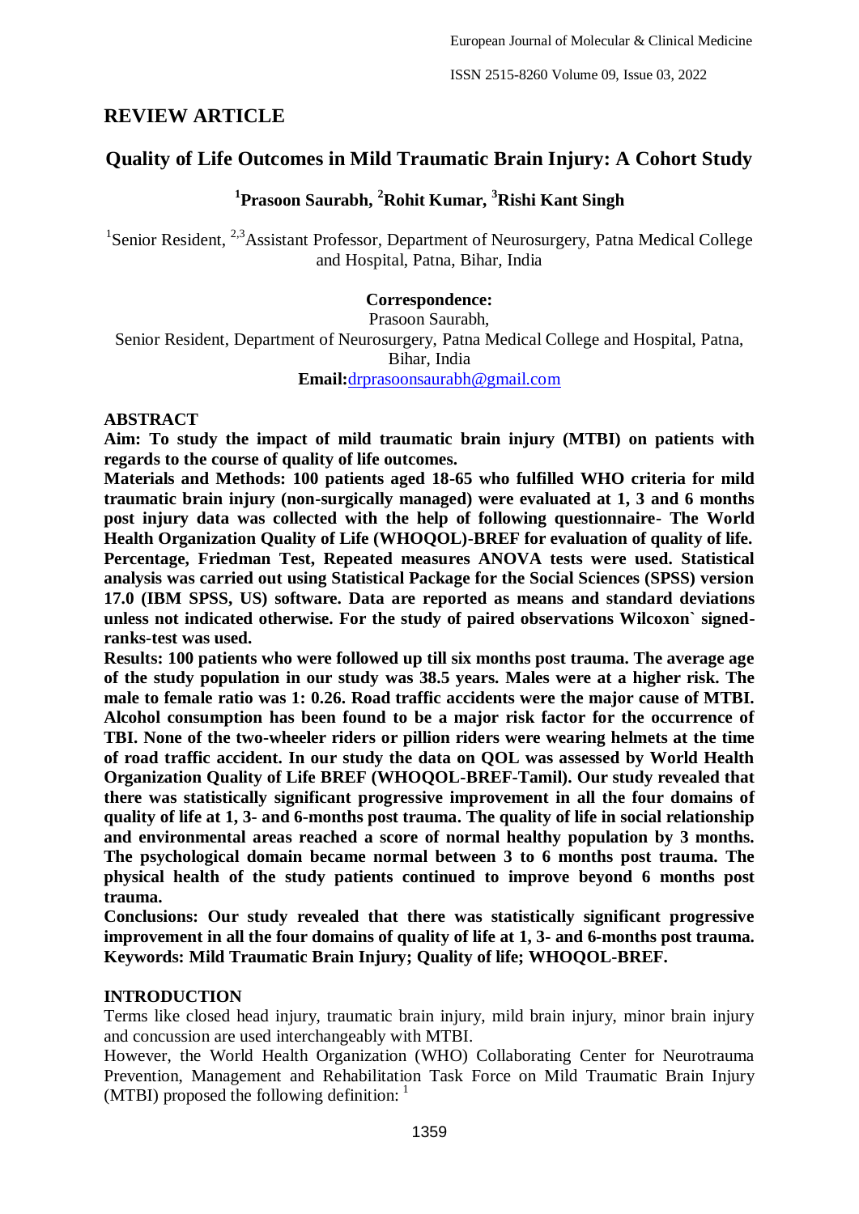## REVIEW ARTICLE

# Quality of Life Outcomes in Mild Traumatic Brain Injury: A Cohort Study

**[1]Prasoon Saurabh, [2]Rohit Kumar, [3]Rishi Kant Singh**

[1]Senior Resident, [2,3]Assistant Professor, Department of Neurosurgery, Patna Medical College and Hospital, Patna, Bihar, India

**Correspondence:**
Prasoon Saurabh,
Senior Resident, Department of Neurosurgery, Patna Medical College and Hospital, Patna, Bihar, India
**Email:** drprasoonsaurabh@gmail.com

## ABSTRACT

**Aim: To study the impact of mild traumatic brain injury (MTBI) on patients with regards to the course of quality of life outcomes.**

**Materials and Methods: 100 patients aged 18-65 who fulfilled WHO criteria for mild traumatic brain injury (non-surgically managed) were evaluated at 1, 3 and 6 months post injury data was collected with the help of following questionnaire- The World Health Organization Quality of Life (WHOQOL)-BREF for evaluation of quality of life. Percentage, Friedman Test, Repeated measures ANOVA tests were used. Statistical analysis was carried out using Statistical Package for the Social Sciences (SPSS) version 17.0 (IBM SPSS, US) software. Data are reported as means and standard deviations unless not indicated otherwise. For the study of paired observations Wilcoxon` signed-ranks-test was used.**

**Results: 100 patients who were followed up till six months post trauma. The average age of the study population in our study was 38.5 years. Males were at a higher risk. The male to female ratio was 1: 0.26. Road traffic accidents were the major cause of MTBI. Alcohol consumption has been found to be a major risk factor for the occurrence of TBI. None of the two-wheeler riders or pillion riders were wearing helmets at the time of road traffic accident. In our study the data on QOL was assessed by World Health Organization Quality of Life BREF (WHOQOL-BREF-Tamil). Our study revealed that there was statistically significant progressive improvement in all the four domains of quality of life at 1, 3- and 6-months post trauma. The quality of life in social relationship and environmental areas reached a score of normal healthy population by 3 months. The psychological domain became normal between 3 to 6 months post trauma. The physical health of the study patients continued to improve beyond 6 months post trauma.**

**Conclusions: Our study revealed that there was statistically significant progressive improvement in all the four domains of quality of life at 1, 3- and 6-months post trauma.**

**Keywords: Mild Traumatic Brain Injury; Quality of life; WHOQOL-BREF.**

## INTRODUCTION

Terms like closed head injury, traumatic brain injury, mild brain injury, minor brain injury and concussion are used interchangeably with MTBI.

However, the World Health Organization (WHO) Collaborating Center for Neurotrauma Prevention, Management and Rehabilitation Task Force on Mild Traumatic Brain Injury (MTBI) proposed the following definition: [1]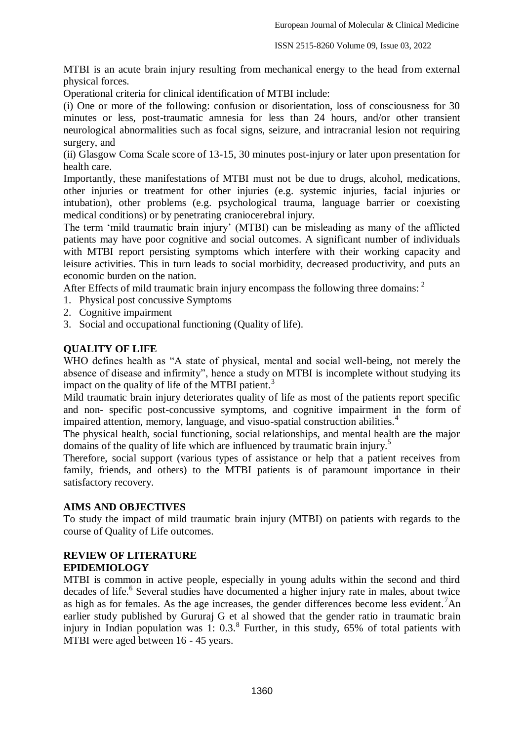MTBI is an acute brain injury resulting from mechanical energy to the head from external physical forces.

Operational criteria for clinical identification of MTBI include:

(i) One or more of the following: confusion or disorientation, loss of consciousness for 30 minutes or less, post-traumatic amnesia for less than 24 hours, and/or other transient neurological abnormalities such as focal signs, seizure, and intracranial lesion not requiring surgery, and

(ii) Glasgow Coma Scale score of 13-15, 30 minutes post-injury or later upon presentation for health care.

Importantly, these manifestations of MTBI must not be due to drugs, alcohol, medications, other injuries or treatment for other injuries (e.g. systemic injuries, facial injuries or intubation), other problems (e.g. psychological trauma, language barrier or coexisting medical conditions) or by penetrating craniocerebral injury.

The term 'mild traumatic brain injury' (MTBI) can be misleading as many of the afflicted patients may have poor cognitive and social outcomes. A significant number of individuals with MTBI report persisting symptoms which interfere with their working capacity and leisure activities. This in turn leads to social morbidity, decreased productivity, and puts an economic burden on the nation.

After Effects of mild traumatic brain injury encompass the following three domains: [2]

1. Physical post concussive Symptoms
2. Cognitive impairment
3. Social and occupational functioning (Quality of life).

## QUALITY OF LIFE

WHO defines health as "A state of physical, mental and social well-being, not merely the absence of disease and infirmity", hence a study on MTBI is incomplete without studying its impact on the quality of life of the MTBI patient.[3]

Mild traumatic brain injury deteriorates quality of life as most of the patients report specific and non- specific post-concussive symptoms, and cognitive impairment in the form of impaired attention, memory, language, and visuo-spatial construction abilities.[4]

The physical health, social functioning, social relationships, and mental health are the major domains of the quality of life which are influenced by traumatic brain injury.[5]

Therefore, social support (various types of assistance or help that a patient receives from family, friends, and others) to the MTBI patients is of paramount importance in their satisfactory recovery.

## AIMS AND OBJECTIVES

To study the impact of mild traumatic brain injury (MTBI) on patients with regards to the course of Quality of Life outcomes.

## REVIEW OF LITERATURE

### EPIDEMIOLOGY

MTBI is common in active people, especially in young adults within the second and third decades of life.[6] Several studies have documented a higher injury rate in males, about twice as high as for females. As the age increases, the gender differences become less evident.[7] An earlier study published by Gururaj G et al showed that the gender ratio in traumatic brain injury in Indian population was 1: 0.3.[8] Further, in this study, 65% of total patients with MTBI were aged between 16 - 45 years.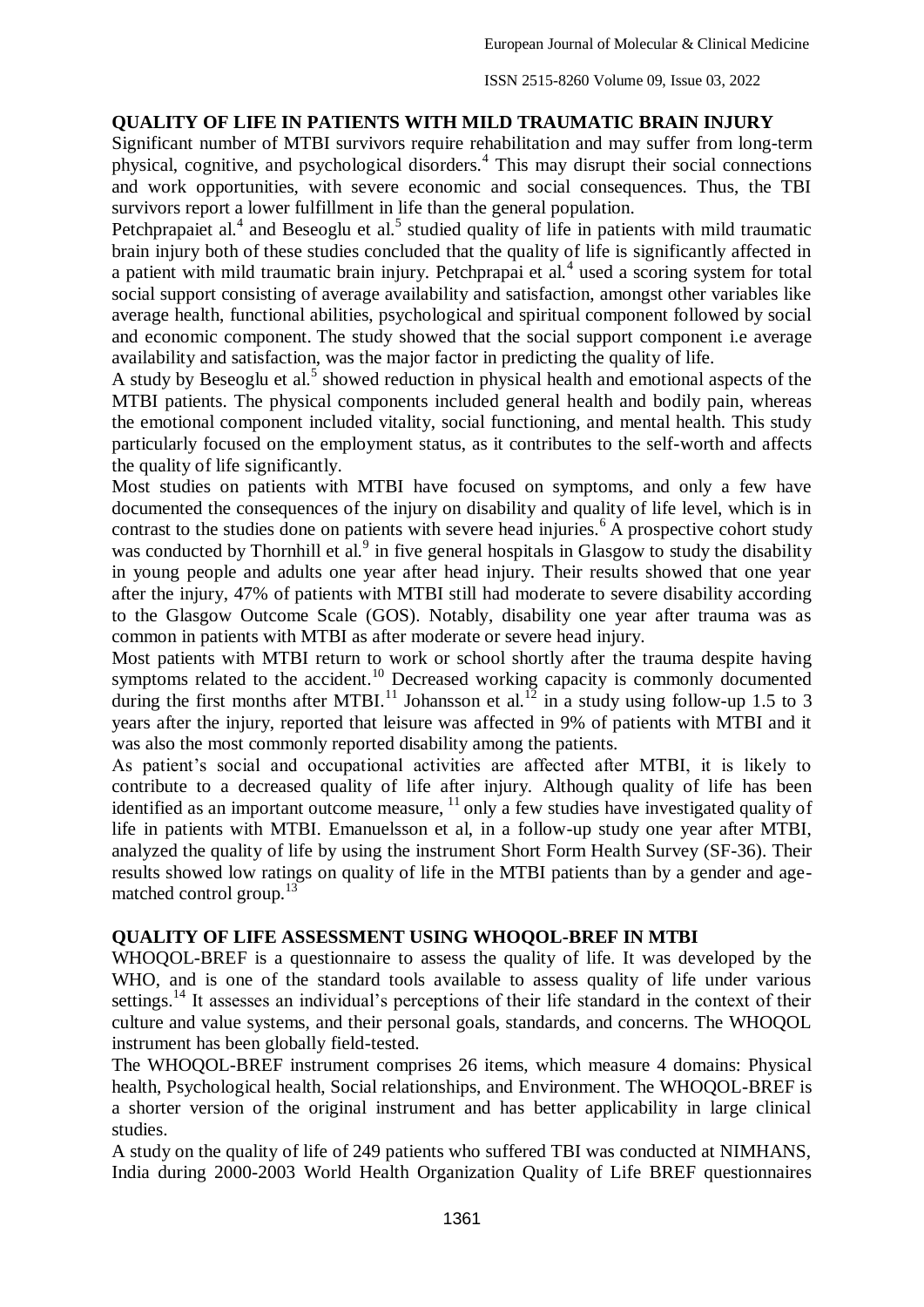## QUALITY OF LIFE IN PATIENTS WITH MILD TRAUMATIC BRAIN INJURY

Significant number of MTBI survivors require rehabilitation and may suffer from long-term physical, cognitive, and psychological disorders.[4] This may disrupt their social connections and work opportunities, with severe economic and social consequences. Thus, the TBI survivors report a lower fulfillment in life than the general population.

Petchprapaiet al.[4] and Beseoglu et al.[5] studied quality of life in patients with mild traumatic brain injury both of these studies concluded that the quality of life is significantly affected in a patient with mild traumatic brain injury. Petchprapai et al.[4] used a scoring system for total social support consisting of average availability and satisfaction, amongst other variables like average health, functional abilities, psychological and spiritual component followed by social and economic component. The study showed that the social support component i.e average availability and satisfaction, was the major factor in predicting the quality of life.

A study by Beseoglu et al.[5] showed reduction in physical health and emotional aspects of the MTBI patients. The physical components included general health and bodily pain, whereas the emotional component included vitality, social functioning, and mental health. This study particularly focused on the employment status, as it contributes to the self-worth and affects the quality of life significantly.

Most studies on patients with MTBI have focused on symptoms, and only a few have documented the consequences of the injury on disability and quality of life level, which is in contrast to the studies done on patients with severe head injuries.[6] A prospective cohort study was conducted by Thornhill et al.[9] in five general hospitals in Glasgow to study the disability in young people and adults one year after head injury. Their results showed that one year after the injury, 47% of patients with MTBI still had moderate to severe disability according to the Glasgow Outcome Scale (GOS). Notably, disability one year after trauma was as common in patients with MTBI as after moderate or severe head injury.

Most patients with MTBI return to work or school shortly after the trauma despite having symptoms related to the accident.[10] Decreased working capacity is commonly documented during the first months after MTBI.[11] Johansson et al.[12] in a study using follow-up 1.5 to 3 years after the injury, reported that leisure was affected in 9% of patients with MTBI and it was also the most commonly reported disability among the patients.

As patient's social and occupational activities are affected after MTBI, it is likely to contribute to a decreased quality of life after injury. Although quality of life has been identified as an important outcome measure, [11] only a few studies have investigated quality of life in patients with MTBI. Emanuelsson et al, in a follow-up study one year after MTBI, analyzed the quality of life by using the instrument Short Form Health Survey (SF-36). Their results showed low ratings on quality of life in the MTBI patients than by a gender and age-matched control group.[13]

## QUALITY OF LIFE ASSESSMENT USING WHOQOL-BREF IN MTBI

WHOQOL-BREF is a questionnaire to assess the quality of life. It was developed by the WHO, and is one of the standard tools available to assess quality of life under various settings.[14] It assesses an individual's perceptions of their life standard in the context of their culture and value systems, and their personal goals, standards, and concerns. The WHOQOL instrument has been globally field-tested.

The WHOQOL-BREF instrument comprises 26 items, which measure 4 domains: Physical health, Psychological health, Social relationships, and Environment. The WHOQOL-BREF is a shorter version of the original instrument and has better applicability in large clinical studies.

A study on the quality of life of 249 patients who suffered TBI was conducted at NIMHANS, India during 2000-2003 World Health Organization Quality of Life BREF questionnaires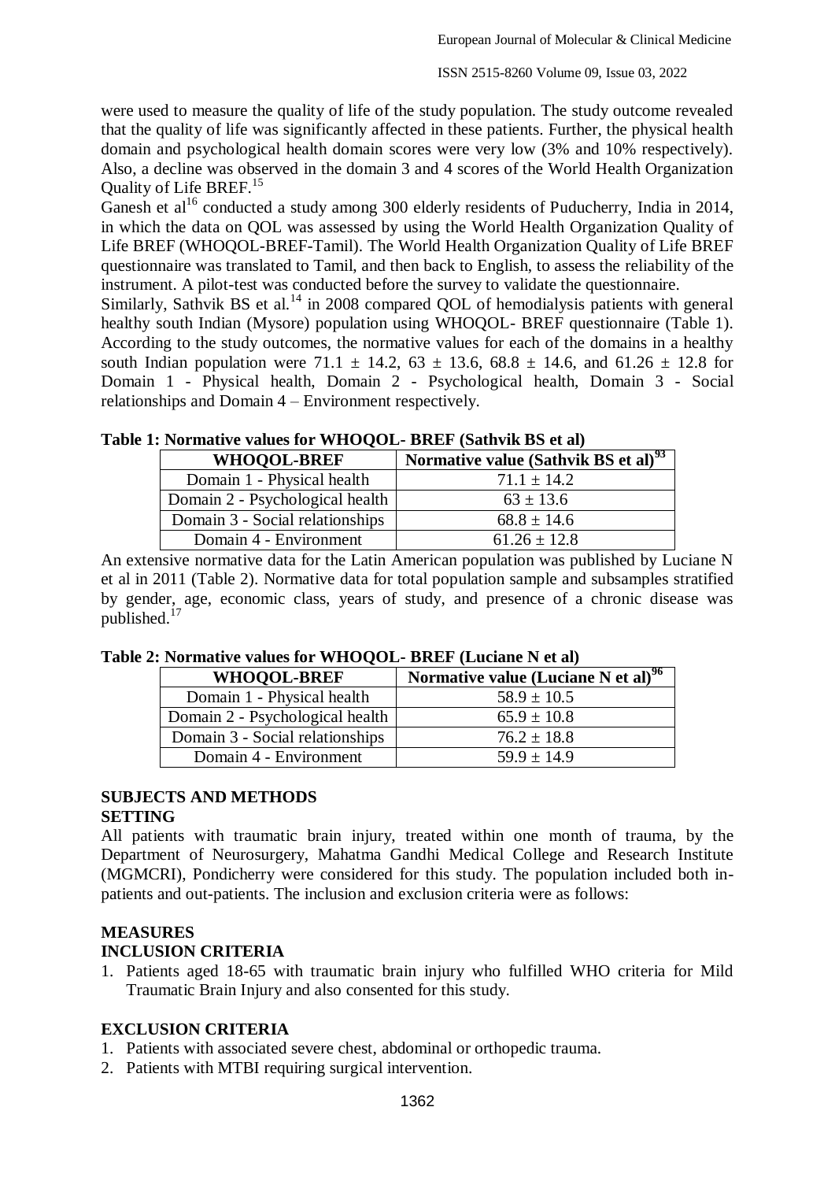were used to measure the quality of life of the study population. The study outcome revealed that the quality of life was significantly affected in these patients. Further, the physical health domain and psychological health domain scores were very low (3% and 10% respectively). Also, a decline was observed in the domain 3 and 4 scores of the World Health Organization Quality of Life BREF.[15]

Ganesh et al[16] conducted a study among 300 elderly residents of Puducherry, India in 2014, in which the data on QOL was assessed by using the World Health Organization Quality of Life BREF (WHOQOL-BREF-Tamil). The World Health Organization Quality of Life BREF questionnaire was translated to Tamil, and then back to English, to assess the reliability of the instrument. A pilot-test was conducted before the survey to validate the questionnaire.

Similarly, Sathvik BS et al.[14] in 2008 compared QOL of hemodialysis patients with general healthy south Indian (Mysore) population using WHOQOL- BREF questionnaire (Table 1). According to the study outcomes, the normative values for each of the domains in a healthy south Indian population were 71.1 ± 14.2, 63 ± 13.6, 68.8 ± 14.6, and 61.26 ± 12.8 for Domain 1 - Physical health, Domain 2 - Psychological health, Domain 3 - Social relationships and Domain 4 – Environment respectively.

**Table 1: Normative values for WHOQOL- BREF (Sathvik BS et al)**

| WHOQOL-BREF | Normative value (Sathvik BS et al)[93] |
|---|---|
| Domain 1 - Physical health | 71.1 ± 14.2 |
| Domain 2 - Psychological health | 63 ± 13.6 |
| Domain 3 - Social relationships | 68.8 ± 14.6 |
| Domain 4 - Environment | 61.26 ± 12.8 |

An extensive normative data for the Latin American population was published by Luciane N et al in 2011 (Table 2). Normative data for total population sample and subsamples stratified by gender, age, economic class, years of study, and presence of a chronic disease was published.[17]

**Table 2: Normative values for WHOQOL- BREF (Luciane N et al)**

| WHOQOL-BREF | Normative value (Luciane N et al)[96] |
|---|---|
| Domain 1 - Physical health | 58.9 ± 10.5 |
| Domain 2 - Psychological health | 65.9 ± 10.8 |
| Domain 3 - Social relationships | 76.2 ± 18.8 |
| Domain 4 - Environment | 59.9 ± 14.9 |

## SUBJECTS AND METHODS

### SETTING

All patients with traumatic brain injury, treated within one month of trauma, by the Department of Neurosurgery, Mahatma Gandhi Medical College and Research Institute (MGMCRI), Pondicherry were considered for this study. The population included both in-patients and out-patients. The inclusion and exclusion criteria were as follows:

### MEASURES

### INCLUSION CRITERIA

1. Patients aged 18-65 with traumatic brain injury who fulfilled WHO criteria for Mild Traumatic Brain Injury and also consented for this study.

### EXCLUSION CRITERIA

1. Patients with associated severe chest, abdominal or orthopedic trauma.
2. Patients with MTBI requiring surgical intervention.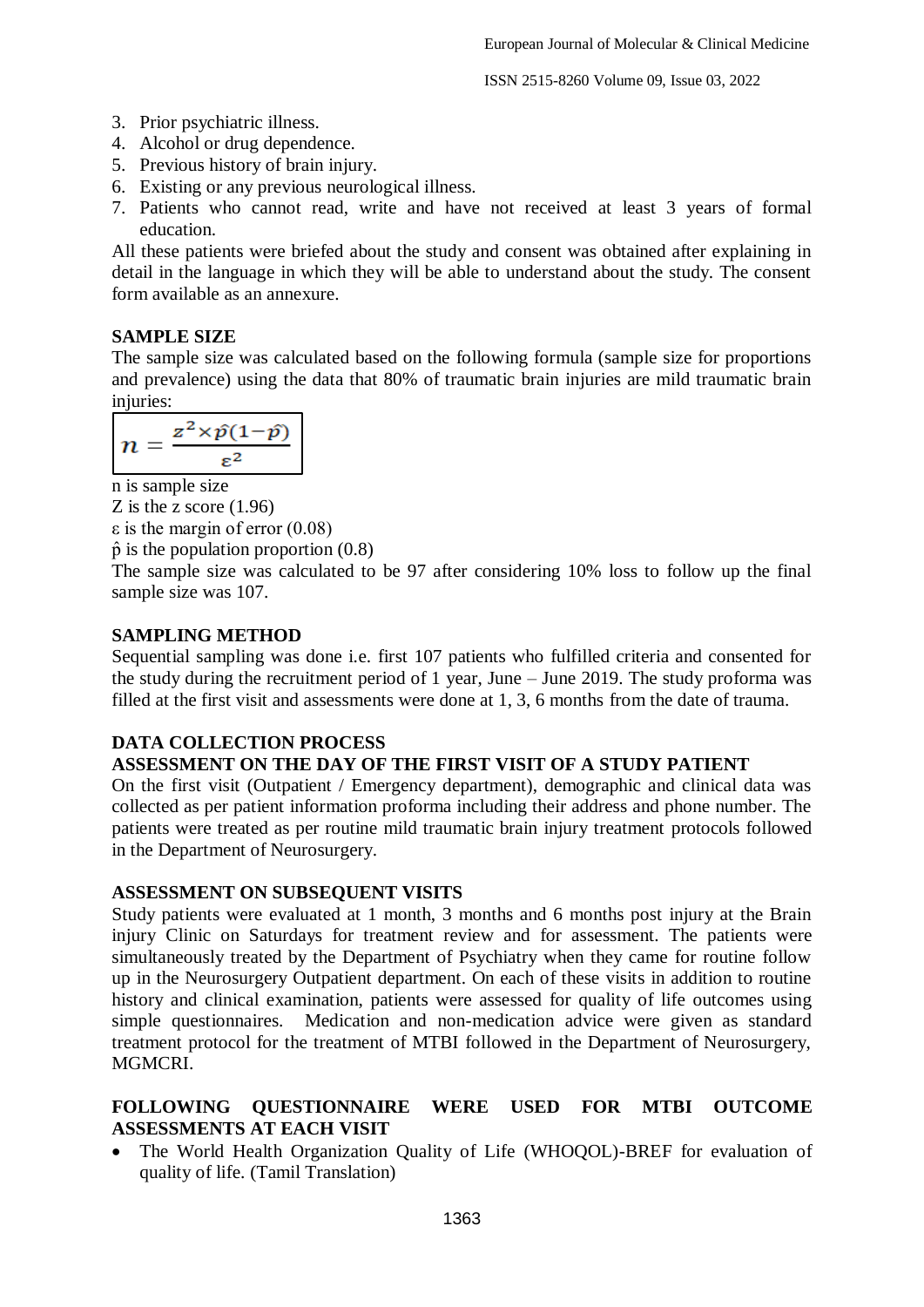3. Prior psychiatric illness.
4. Alcohol or drug dependence.
5. Previous history of brain injury.
6. Existing or any previous neurological illness.
7. Patients who cannot read, write and have not received at least 3 years of formal education.

All these patients were briefed about the study and consent was obtained after explaining in detail in the language in which they will be able to understand about the study. The consent form available as an annexure.

**SAMPLE SIZE**

The sample size was calculated based on the following formula (sample size for proportions and prevalence) using the data that 80% of traumatic brain injuries are mild traumatic brain injuries:

$$n = \frac{z^2 \times \hat{p}(1-\hat{p})}{\varepsilon^2}$$

n is sample size
Z is the z score (1.96)
ε is the margin of error (0.08)
$\hat{p}$ is the population proportion (0.8)

The sample size was calculated to be 97 after considering 10% loss to follow up the final sample size was 107.

**SAMPLING METHOD**

Sequential sampling was done i.e. first 107 patients who fulfilled criteria and consented for the study during the recruitment period of 1 year, June – June 2019. The study proforma was filled at the first visit and assessments were done at 1, 3, 6 months from the date of trauma.

**DATA COLLECTION PROCESS**

**ASSESSMENT ON THE DAY OF THE FIRST VISIT OF A STUDY PATIENT**

On the first visit (Outpatient / Emergency department), demographic and clinical data was collected as per patient information proforma including their address and phone number. The patients were treated as per routine mild traumatic brain injury treatment protocols followed in the Department of Neurosurgery.

**ASSESSMENT ON SUBSEQUENT VISITS**

Study patients were evaluated at 1 month, 3 months and 6 months post injury at the Brain injury Clinic on Saturdays for treatment review and for assessment. The patients were simultaneously treated by the Department of Psychiatry when they came for routine follow up in the Neurosurgery Outpatient department. On each of these visits in addition to routine history and clinical examination, patients were assessed for quality of life outcomes using simple questionnaires. Medication and non-medication advice were given as standard treatment protocol for the treatment of MTBI followed in the Department of Neurosurgery, MGMCRI.

**FOLLOWING QUESTIONNAIRE WERE USED FOR MTBI OUTCOME ASSESSMENTS AT EACH VISIT**

- The World Health Organization Quality of Life (WHOQOL)-BREF for evaluation of quality of life. (Tamil Translation)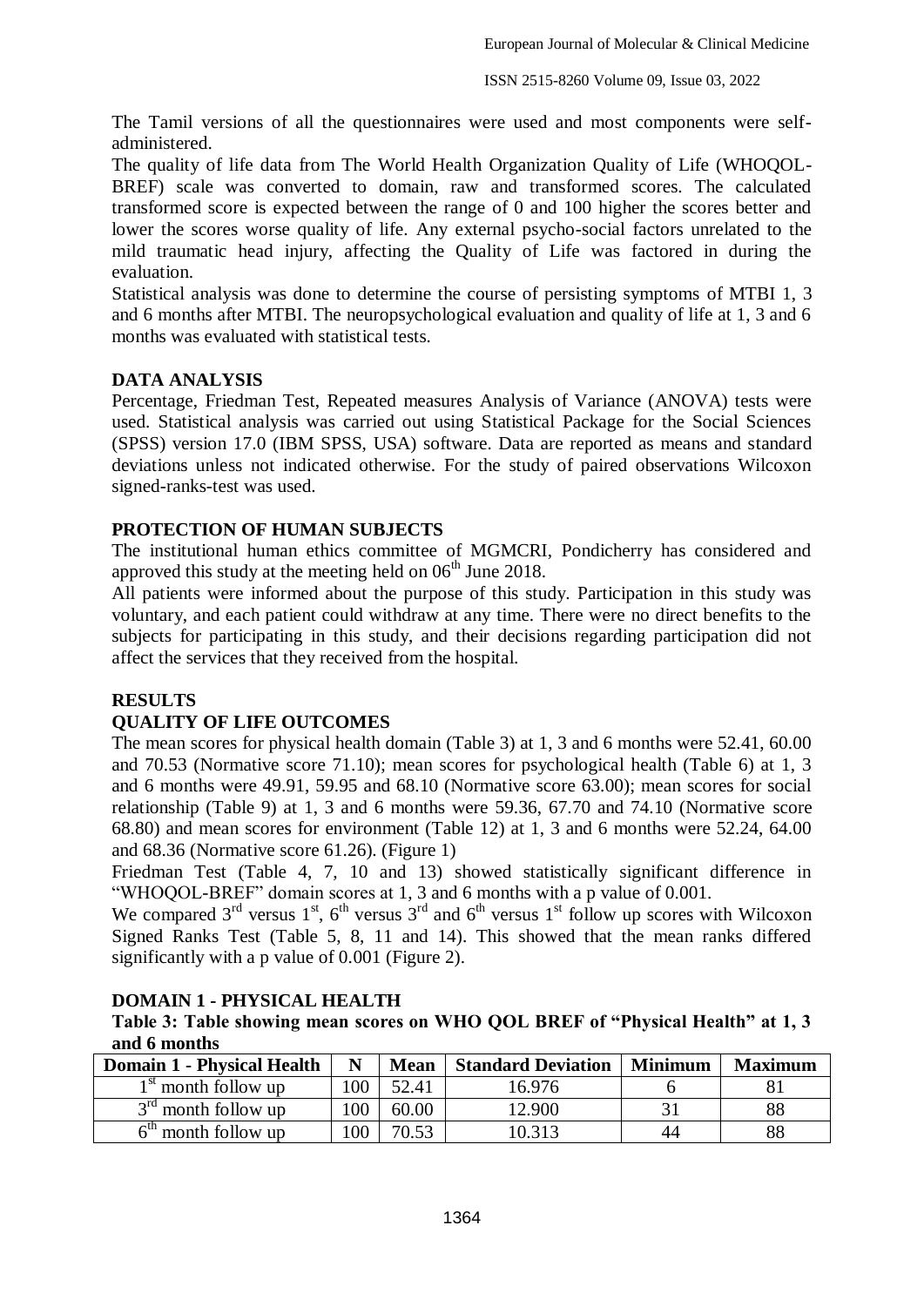The Tamil versions of all the questionnaires were used and most components were self-administered.

The quality of life data from The World Health Organization Quality of Life (WHOQOL-BREF) scale was converted to domain, raw and transformed scores. The calculated transformed score is expected between the range of 0 and 100 higher the scores better and lower the scores worse quality of life. Any external psycho-social factors unrelated to the mild traumatic head injury, affecting the Quality of Life was factored in during the evaluation.

Statistical analysis was done to determine the course of persisting symptoms of MTBI 1, 3 and 6 months after MTBI. The neuropsychological evaluation and quality of life at 1, 3 and 6 months was evaluated with statistical tests.

## DATA ANALYSIS

Percentage, Friedman Test, Repeated measures Analysis of Variance (ANOVA) tests were used. Statistical analysis was carried out using Statistical Package for the Social Sciences (SPSS) version 17.0 (IBM SPSS, USA) software. Data are reported as means and standard deviations unless not indicated otherwise. For the study of paired observations Wilcoxon signed-ranks-test was used.

## PROTECTION OF HUMAN SUBJECTS

The institutional human ethics committee of MGMCRI, Pondicherry has considered and approved this study at the meeting held on 06th June 2018.

All patients were informed about the purpose of this study. Participation in this study was voluntary, and each patient could withdraw at any time. There were no direct benefits to the subjects for participating in this study, and their decisions regarding participation did not affect the services that they received from the hospital.

## RESULTS

## QUALITY OF LIFE OUTCOMES

The mean scores for physical health domain (Table 3) at 1, 3 and 6 months were 52.41, 60.00 and 70.53 (Normative score 71.10); mean scores for psychological health (Table 6) at 1, 3 and 6 months were 49.91, 59.95 and 68.10 (Normative score 63.00); mean scores for social relationship (Table 9) at 1, 3 and 6 months were 59.36, 67.70 and 74.10 (Normative score 68.80) and mean scores for environment (Table 12) at 1, 3 and 6 months were 52.24, 64.00 and 68.36 (Normative score 61.26). (Figure 1)

Friedman Test (Table 4, 7, 10 and 13) showed statistically significant difference in "WHOQOL-BREF" domain scores at 1, 3 and 6 months with a p value of 0.001.

We compared 3rd versus 1st, 6th versus 3rd and 6th versus 1st follow up scores with Wilcoxon Signed Ranks Test (Table 5, 8, 11 and 14). This showed that the mean ranks differed significantly with a p value of 0.001 (Figure 2).

## DOMAIN 1 - PHYSICAL HEALTH

**Table 3: Table showing mean scores on WHO QOL BREF of "Physical Health" at 1, 3 and 6 months**

| Domain 1 - Physical Health | N | Mean | Standard Deviation | Minimum | Maximum |
|---|---|---|---|---|---|
| 1st month follow up | 100 | 52.41 | 16.976 | 6 | 81 |
| 3rd month follow up | 100 | 60.00 | 12.900 | 31 | 88 |
| 6th month follow up | 100 | 70.53 | 10.313 | 44 | 88 |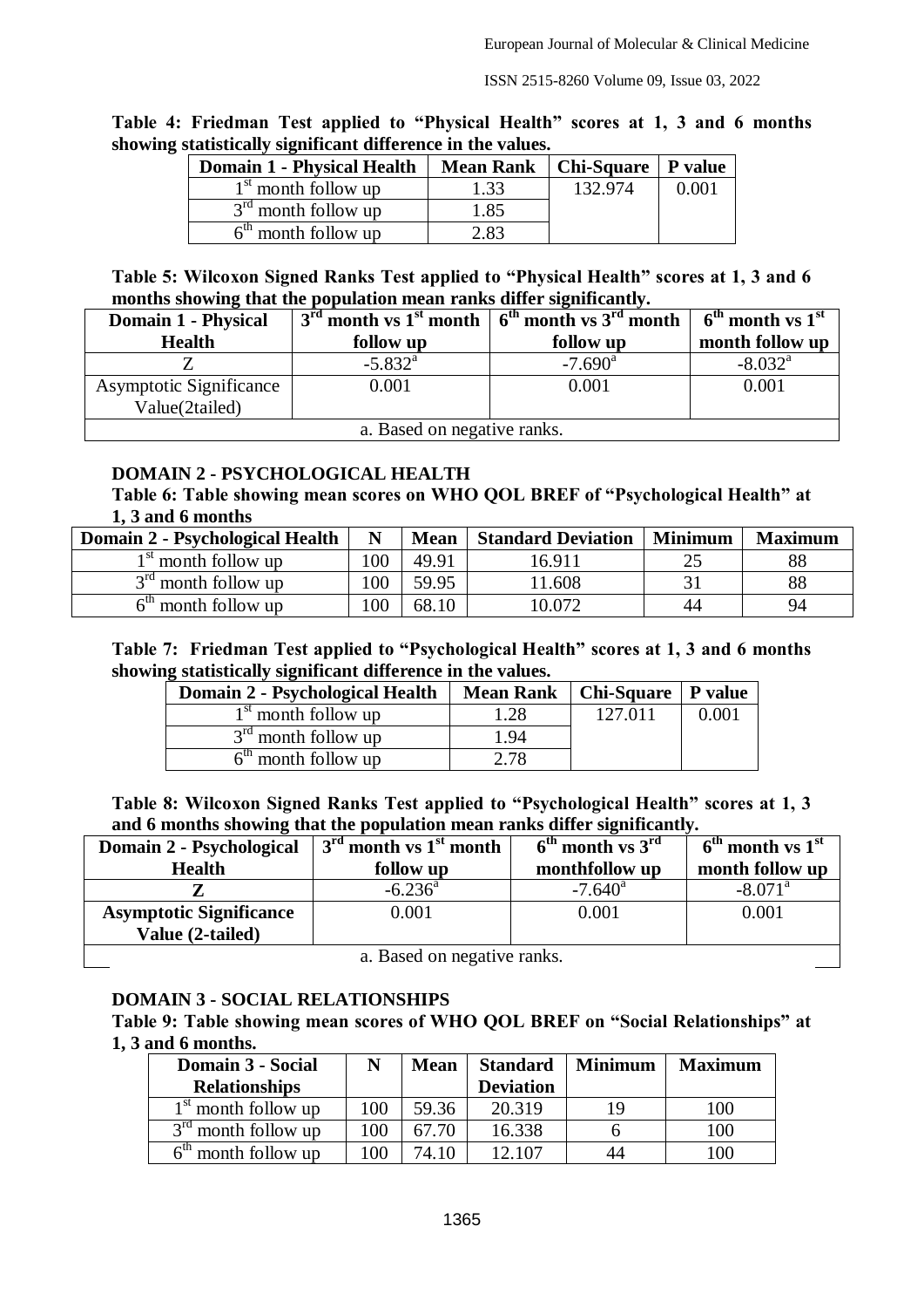**Table 4: Friedman Test applied to "Physical Health" scores at 1, 3 and 6 months showing statistically significant difference in the values.**

| Domain 1 - Physical Health | Mean Rank | Chi-Square | P value |
|---|---|---|---|
| 1st month follow up | 1.33 | 132.974 | 0.001 |
| 3rd month follow up | 1.85 | | |
| 6th month follow up | 2.83 | | |

**Table 5: Wilcoxon Signed Ranks Test applied to "Physical Health" scores at 1, 3 and 6 months showing that the population mean ranks differ significantly.**

| Domain 1 - Physical Health | 3rd month vs 1st month follow up | 6th month vs 3rd month follow up | 6th month vs 1st month follow up |
|---|---|---|---|
| Z | -5.832[a] | -7.690[a] | -8.032[a] |
| Asymptotic Significance Value(2tailed) | 0.001 | 0.001 | 0.001 |
| a. Based on negative ranks. | | | |

### DOMAIN 2 - PSYCHOLOGICAL HEALTH

**Table 6: Table showing mean scores on WHO QOL BREF of "Psychological Health" at 1, 3 and 6 months**

| Domain 2 - Psychological Health | N | Mean | Standard Deviation | Minimum | Maximum |
|---|---|---|---|---|---|
| 1st month follow up | 100 | 49.91 | 16.911 | 25 | 88 |
| 3rd month follow up | 100 | 59.95 | 11.608 | 31 | 88 |
| 6th month follow up | 100 | 68.10 | 10.072 | 44 | 94 |

**Table 7: Friedman Test applied to "Psychological Health" scores at 1, 3 and 6 months showing statistically significant difference in the values.**

| Domain 2 - Psychological Health | Mean Rank | Chi-Square | P value |
|---|---|---|---|
| 1st month follow up | 1.28 | 127.011 | 0.001 |
| 3rd month follow up | 1.94 | | |
| 6th month follow up | 2.78 | | |

**Table 8: Wilcoxon Signed Ranks Test applied to "Psychological Health" scores at 1, 3 and 6 months showing that the population mean ranks differ significantly.**

| Domain 2 - Psychological Health | 3rd month vs 1st month follow up | 6th month vs 3rd monthfollow up | 6th month vs 1st month follow up |
|---|---|---|---|
| **Z** | -6.236[a] | -7.640[a] | -8.071[a] |
| **Asymptotic Significance Value (2-tailed)** | 0.001 | 0.001 | 0.001 |
| a. Based on negative ranks. | | | |

### DOMAIN 3 - SOCIAL RELATIONSHIPS

**Table 9: Table showing mean scores of WHO QOL BREF on "Social Relationships" at 1, 3 and 6 months.**

| Domain 3 - Social Relationships | N | Mean | Standard Deviation | Minimum | Maximum |
|---|---|---|---|---|---|
| 1st month follow up | 100 | 59.36 | 20.319 | 19 | 100 |
| 3rd month follow up | 100 | 67.70 | 16.338 | 6 | 100 |
| 6th month follow up | 100 | 74.10 | 12.107 | 44 | 100 |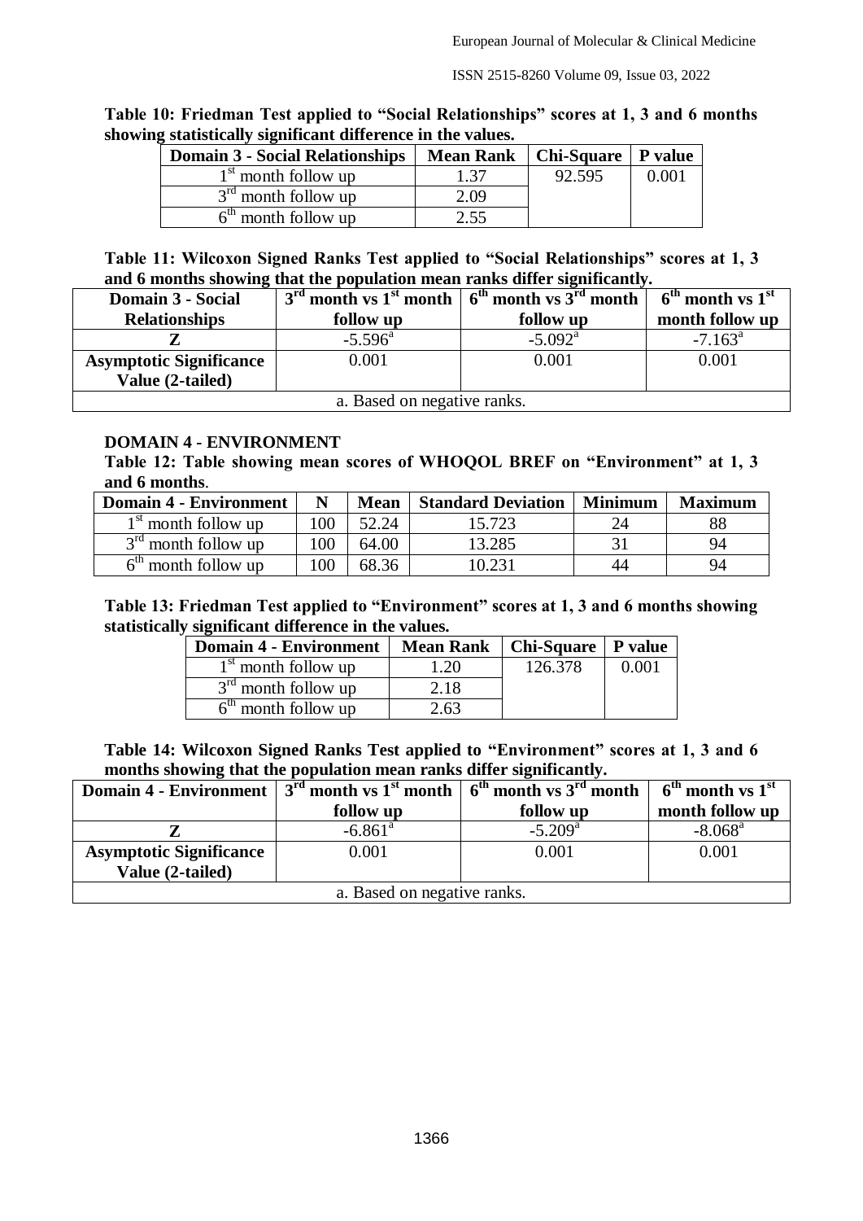**Table 10: Friedman Test applied to "Social Relationships" scores at 1, 3 and 6 months showing statistically significant difference in the values.**

| Domain 3 - Social Relationships | Mean Rank | Chi-Square | P value |
|---|---|---|---|
| 1st month follow up | 1.37 | 92.595 | 0.001 |
| 3rd month follow up | 2.09 | | |
| 6th month follow up | 2.55 | | |

**Table 11: Wilcoxon Signed Ranks Test applied to "Social Relationships" scores at 1, 3 and 6 months showing that the population mean ranks differ significantly.**

| Domain 3 - Social Relationships | 3rd month vs 1st month follow up | 6th month vs 3rd month follow up | 6th month vs 1st month follow up |
|---|---|---|---|
| Z | -5.596[a] | -5.092[a] | -7.163[a] |
| Asymptotic Significance Value (2-tailed) | 0.001 | 0.001 | 0.001 |
| a. Based on negative ranks. | | | |

### DOMAIN 4 - ENVIRONMENT

**Table 12: Table showing mean scores of WHOQOL BREF on "Environment" at 1, 3 and 6 months.**

| Domain 4 - Environment | N | Mean | Standard Deviation | Minimum | Maximum |
|---|---|---|---|---|---|
| 1st month follow up | 100 | 52.24 | 15.723 | 24 | 88 |
| 3rd month follow up | 100 | 64.00 | 13.285 | 31 | 94 |
| 6th month follow up | 100 | 68.36 | 10.231 | 44 | 94 |

**Table 13: Friedman Test applied to "Environment" scores at 1, 3 and 6 months showing statistically significant difference in the values.**

| Domain 4 - Environment | Mean Rank | Chi-Square | P value |
|---|---|---|---|
| 1st month follow up | 1.20 | 126.378 | 0.001 |
| 3rd month follow up | 2.18 | | |
| 6th month follow up | 2.63 | | |

**Table 14: Wilcoxon Signed Ranks Test applied to "Environment" scores at 1, 3 and 6 months showing that the population mean ranks differ significantly.**

| Domain 4 - Environment | 3rd month vs 1st month follow up | 6th month vs 3rd month follow up | 6th month vs 1st month follow up |
|---|---|---|---|
| Z | -6.861[a] | -5.209[a] | -8.068[a] |
| Asymptotic Significance Value (2-tailed) | 0.001 | 0.001 | 0.001 |
| a. Based on negative ranks. | | | |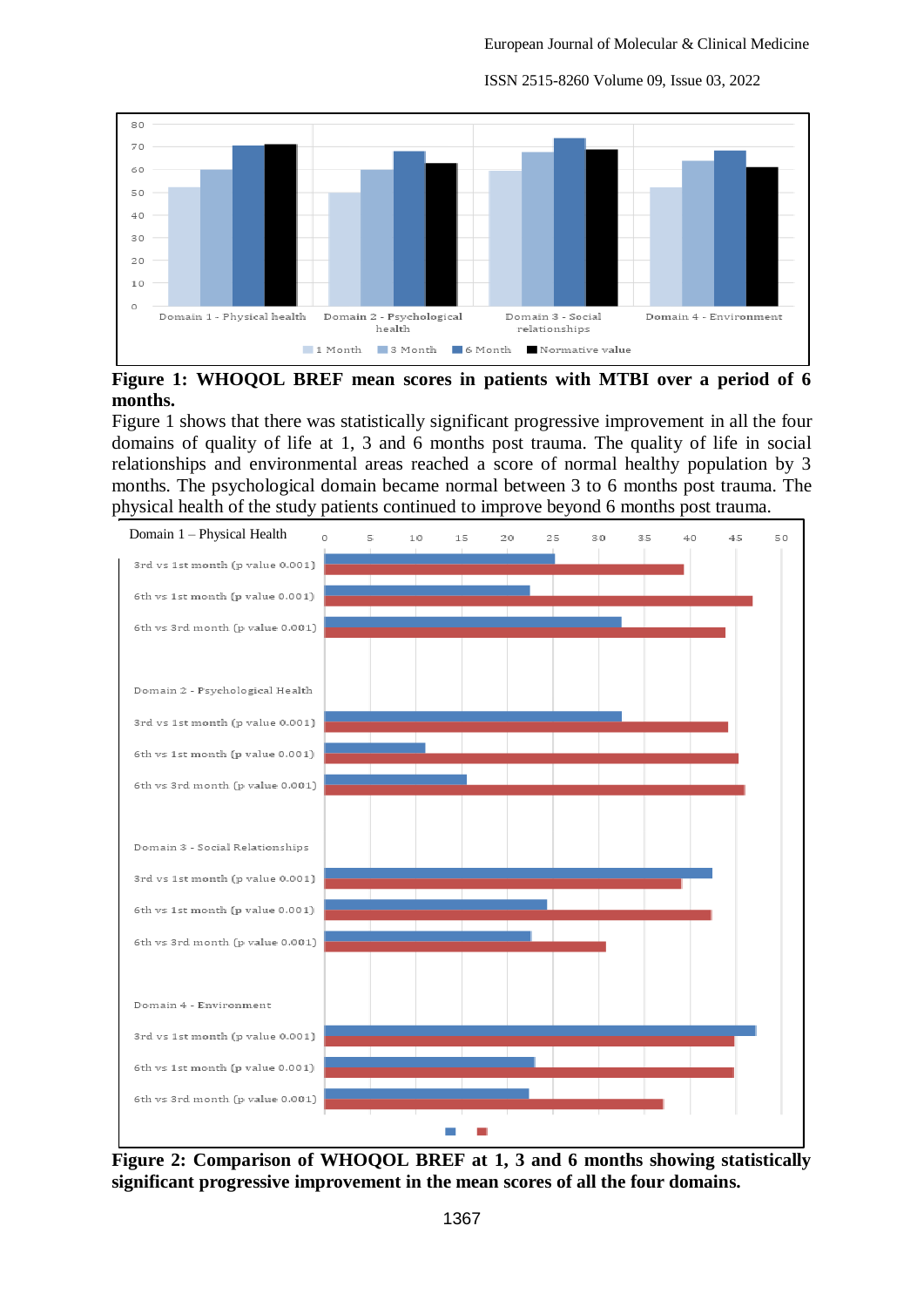**Figure 1: WHOQOL BREF mean scores in patients with MTBI over a period of 6 months.**

Figure 1 shows that there was statistically significant progressive improvement in all the four domains of quality of life at 1, 3 and 6 months post trauma. The quality of life in social relationships and environmental areas reached a score of normal healthy population by 3 months. The psychological domain became normal between 3 to 6 months post trauma. The physical health of the study patients continued to improve beyond 6 months post trauma.

**Figure 2: Comparison of WHOQOL BREF at 1, 3 and 6 months showing statistically significant progressive improvement in the mean scores of all the four domains.**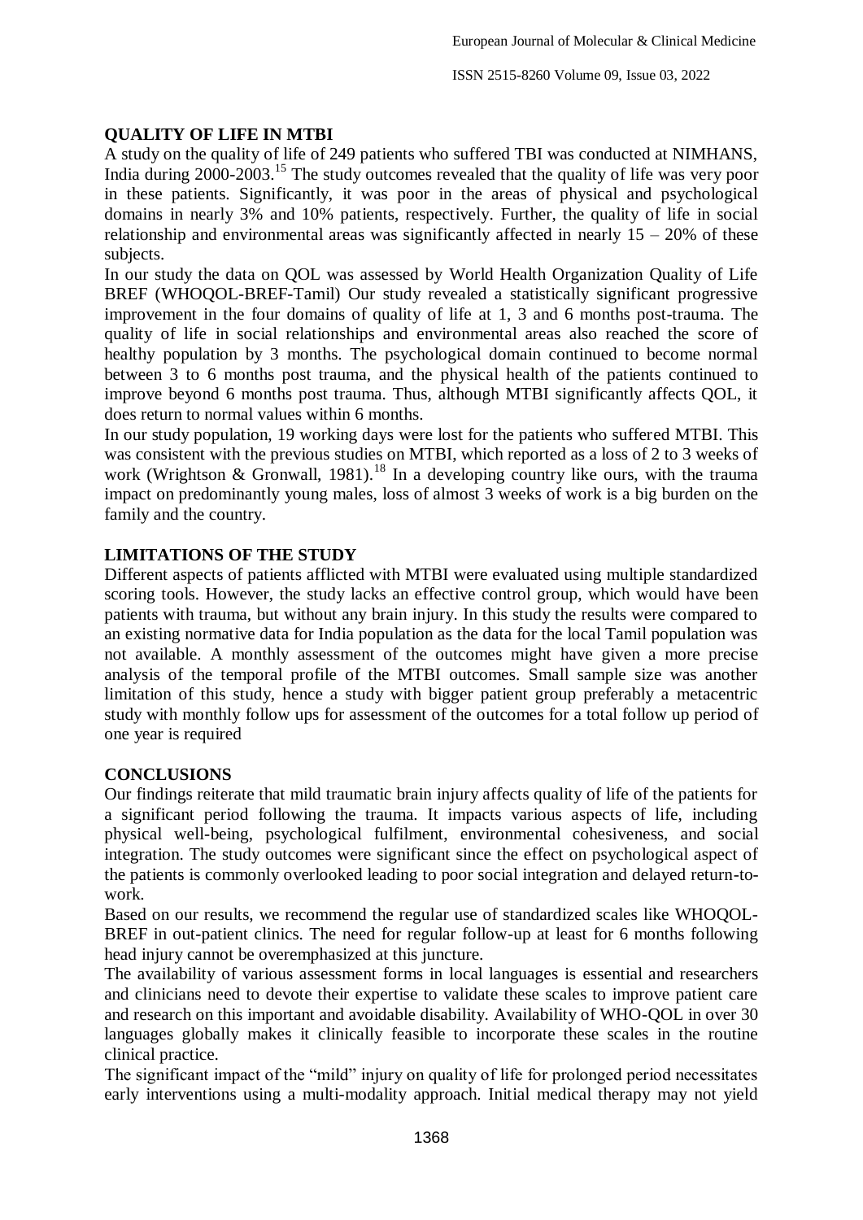## QUALITY OF LIFE IN MTBI

A study on the quality of life of 249 patients who suffered TBI was conducted at NIMHANS, India during 2000-2003.[15] The study outcomes revealed that the quality of life was very poor in these patients. Significantly, it was poor in the areas of physical and psychological domains in nearly 3% and 10% patients, respectively. Further, the quality of life in social relationship and environmental areas was significantly affected in nearly 15 – 20% of these subjects.

In our study the data on QOL was assessed by World Health Organization Quality of Life BREF (WHOQOL-BREF-Tamil) Our study revealed a statistically significant progressive improvement in the four domains of quality of life at 1, 3 and 6 months post-trauma. The quality of life in social relationships and environmental areas also reached the score of healthy population by 3 months. The psychological domain continued to become normal between 3 to 6 months post trauma, and the physical health of the patients continued to improve beyond 6 months post trauma. Thus, although MTBI significantly affects QOL, it does return to normal values within 6 months.

In our study population, 19 working days were lost for the patients who suffered MTBI. This was consistent with the previous studies on MTBI, which reported as a loss of 2 to 3 weeks of work (Wrightson & Gronwall, 1981).[18] In a developing country like ours, with the trauma impact on predominantly young males, loss of almost 3 weeks of work is a big burden on the family and the country.

## LIMITATIONS OF THE STUDY

Different aspects of patients afflicted with MTBI were evaluated using multiple standardized scoring tools. However, the study lacks an effective control group, which would have been patients with trauma, but without any brain injury. In this study the results were compared to an existing normative data for India population as the data for the local Tamil population was not available. A monthly assessment of the outcomes might have given a more precise analysis of the temporal profile of the MTBI outcomes. Small sample size was another limitation of this study, hence a study with bigger patient group preferably a metacentric study with monthly follow ups for assessment of the outcomes for a total follow up period of one year is required

## CONCLUSIONS

Our findings reiterate that mild traumatic brain injury affects quality of life of the patients for a significant period following the trauma. It impacts various aspects of life, including physical well-being, psychological fulfilment, environmental cohesiveness, and social integration. The study outcomes were significant since the effect on psychological aspect of the patients is commonly overlooked leading to poor social integration and delayed return-to-work.

Based on our results, we recommend the regular use of standardized scales like WHOQOL-BREF in out-patient clinics. The need for regular follow-up at least for 6 months following head injury cannot be overemphasized at this juncture.

The availability of various assessment forms in local languages is essential and researchers and clinicians need to devote their expertise to validate these scales to improve patient care and research on this important and avoidable disability. Availability of WHO-QOL in over 30 languages globally makes it clinically feasible to incorporate these scales in the routine clinical practice.

The significant impact of the "mild" injury on quality of life for prolonged period necessitates early interventions using a multi-modality approach. Initial medical therapy may not yield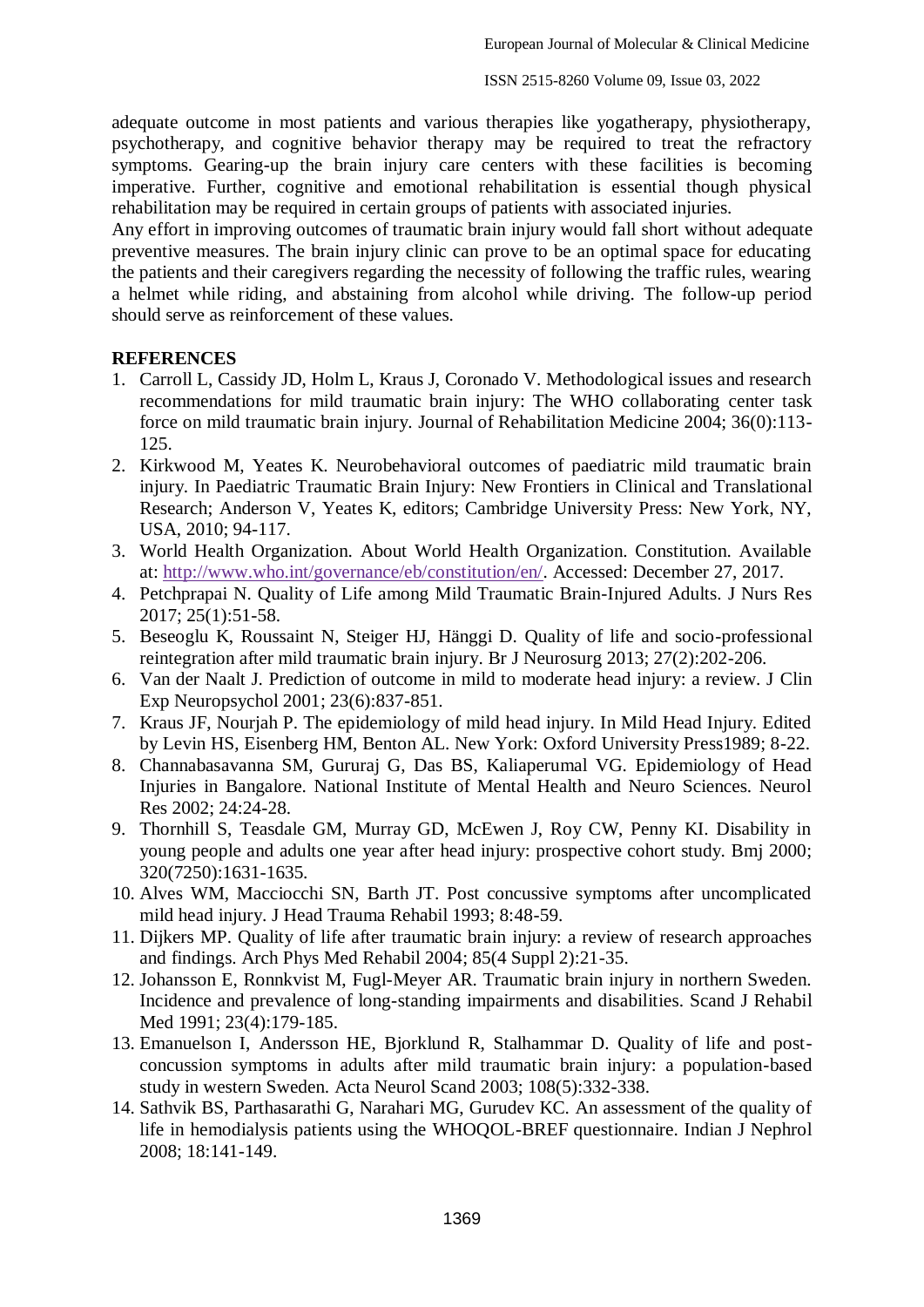adequate outcome in most patients and various therapies like yogatherapy, physiotherapy, psychotherapy, and cognitive behavior therapy may be required to treat the refractory symptoms. Gearing-up the brain injury care centers with these facilities is becoming imperative. Further, cognitive and emotional rehabilitation is essential though physical rehabilitation may be required in certain groups of patients with associated injuries.

Any effort in improving outcomes of traumatic brain injury would fall short without adequate preventive measures. The brain injury clinic can prove to be an optimal space for educating the patients and their caregivers regarding the necessity of following the traffic rules, wearing a helmet while riding, and abstaining from alcohol while driving. The follow-up period should serve as reinforcement of these values.

## REFERENCES

1. Carroll L, Cassidy JD, Holm L, Kraus J, Coronado V. Methodological issues and research recommendations for mild traumatic brain injury: The WHO collaborating center task force on mild traumatic brain injury. Journal of Rehabilitation Medicine 2004; 36(0):113-125.
2. Kirkwood M, Yeates K. Neurobehavioral outcomes of paediatric mild traumatic brain injury. In Paediatric Traumatic Brain Injury: New Frontiers in Clinical and Translational Research; Anderson V, Yeates K, editors; Cambridge University Press: New York, NY, USA, 2010; 94-117.
3. World Health Organization. About World Health Organization. Constitution. Available at: http://www.who.int/governance/eb/constitution/en/. Accessed: December 27, 2017.
4. Petchprapai N. Quality of Life among Mild Traumatic Brain-Injured Adults. J Nurs Res 2017; 25(1):51-58.
5. Beseoglu K, Roussaint N, Steiger HJ, Hänggi D. Quality of life and socio-professional reintegration after mild traumatic brain injury. Br J Neurosurg 2013; 27(2):202-206.
6. Van der Naalt J. Prediction of outcome in mild to moderate head injury: a review. J Clin Exp Neuropsychol 2001; 23(6):837-851.
7. Kraus JF, Nourjah P. The epidemiology of mild head injury. In Mild Head Injury. Edited by Levin HS, Eisenberg HM, Benton AL. New York: Oxford University Press1989; 8-22.
8. Channabasavanna SM, Gururaj G, Das BS, Kaliaperumal VG. Epidemiology of Head Injuries in Bangalore. National Institute of Mental Health and Neuro Sciences. Neurol Res 2002; 24:24-28.
9. Thornhill S, Teasdale GM, Murray GD, McEwen J, Roy CW, Penny KI. Disability in young people and adults one year after head injury: prospective cohort study. Bmj 2000; 320(7250):1631-1635.
10. Alves WM, Macciocchi SN, Barth JT. Post concussive symptoms after uncomplicated mild head injury. J Head Trauma Rehabil 1993; 8:48-59.
11. Dijkers MP. Quality of life after traumatic brain injury: a review of research approaches and findings. Arch Phys Med Rehabil 2004; 85(4 Suppl 2):21-35.
12. Johansson E, Ronnkvist M, Fugl-Meyer AR. Traumatic brain injury in northern Sweden. Incidence and prevalence of long-standing impairments and disabilities. Scand J Rehabil Med 1991; 23(4):179-185.
13. Emanuelson I, Andersson HE, Bjorklund R, Stalhammar D. Quality of life and post-concussion symptoms in adults after mild traumatic brain injury: a population-based study in western Sweden. Acta Neurol Scand 2003; 108(5):332-338.
14. Sathvik BS, Parthasarathi G, Narahari MG, Gurudev KC. An assessment of the quality of life in hemodialysis patients using the WHOQOL-BREF questionnaire. Indian J Nephrol 2008; 18:141-149.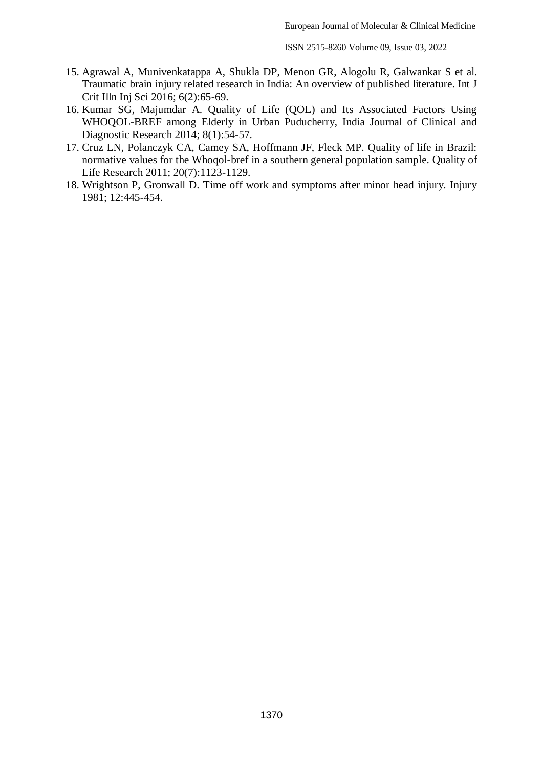15. Agrawal A, Munivenkatappa A, Shukla DP, Menon GR, Alogolu R, Galwankar S et al. Traumatic brain injury related research in India: An overview of published literature. Int J Crit Illn Inj Sci 2016; 6(2):65-69.
16. Kumar SG, Majumdar A. Quality of Life (QOL) and Its Associated Factors Using WHOQOL-BREF among Elderly in Urban Puducherry, India Journal of Clinical and Diagnostic Research 2014; 8(1):54-57.
17. Cruz LN, Polanczyk CA, Camey SA, Hoffmann JF, Fleck MP. Quality of life in Brazil: normative values for the Whoqol-bref in a southern general population sample. Quality of Life Research 2011; 20(7):1123-1129.
18. Wrightson P, Gronwall D. Time off work and symptoms after minor head injury. Injury 1981; 12:445-454.